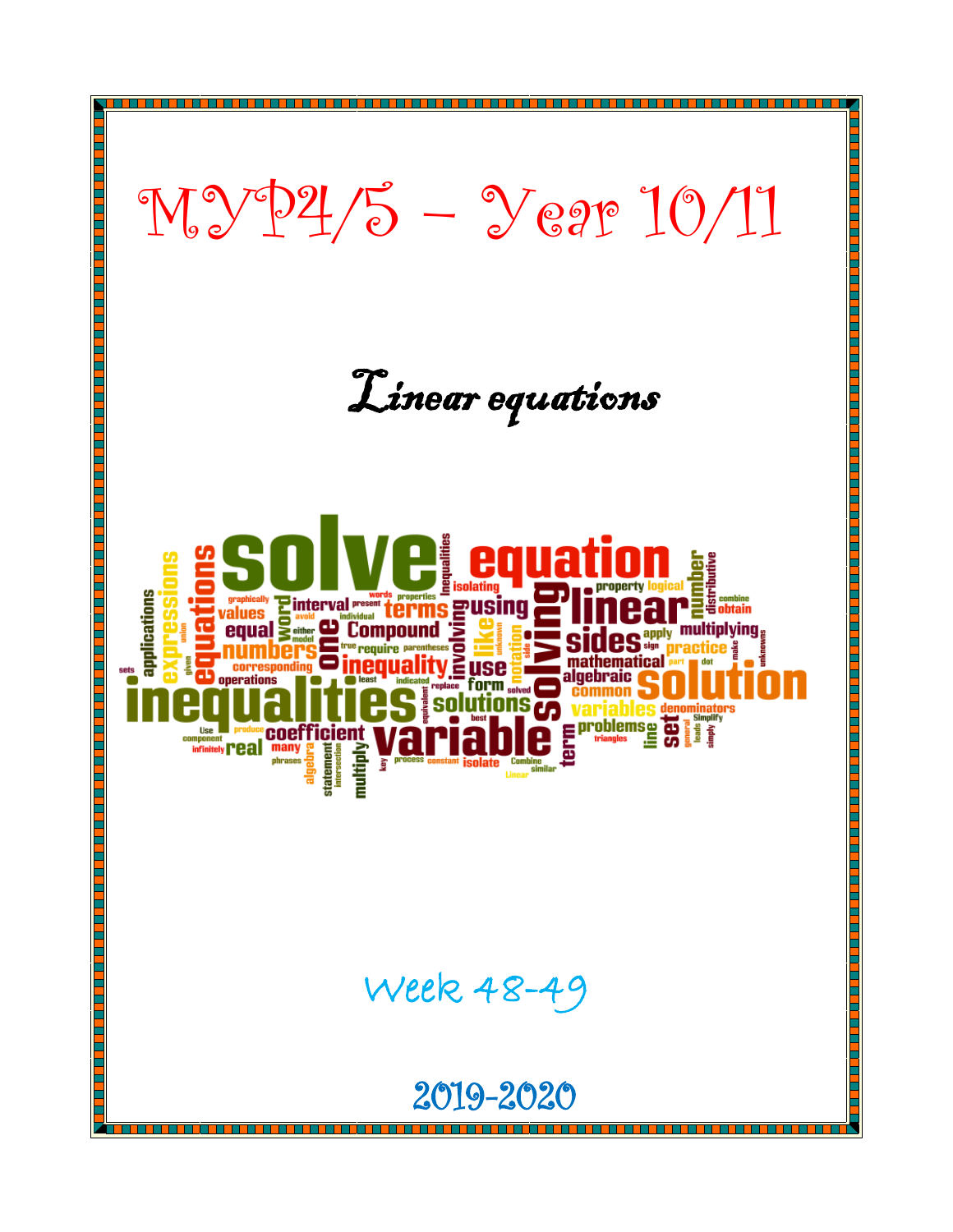# MYP4/5 – Year 10/11

## Linear equations

Week 48-49

2019-2020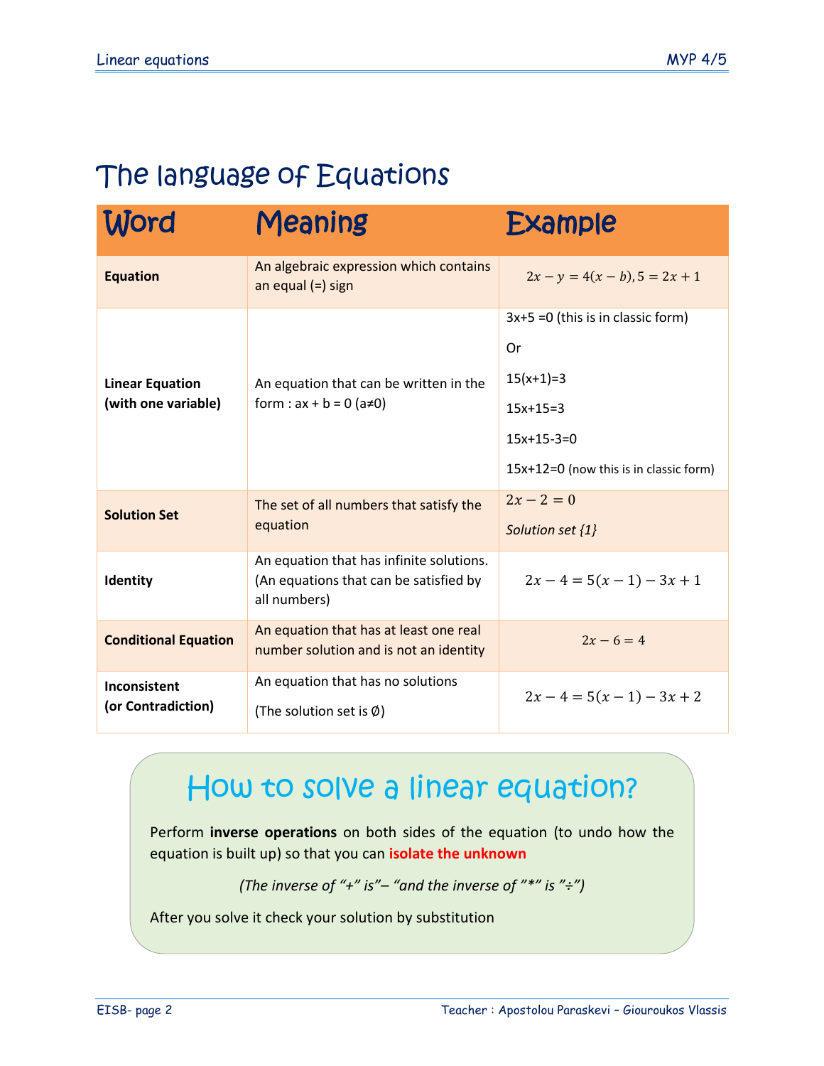# The language of Equations

| Word | Meaning | Example |
|---|---|---|
| **Equation** | An algebraic expression which contains an equal (=) sign | $2x - y = 4(x - b), 5 = 2x + 1$ |
| **Linear Equation (with one variable)** | An equation that can be written in the form : ax + b = 0 (a≠0) | 3x+5 =0 (this is in classic form)<br>Or<br>15(x+1)=3<br>15x+15=3<br>15x+15-3=0<br>15x+12=0 (now this is in classic form) |
| **Solution Set** | The set of all numbers that satisfy the equation | $2x - 2 = 0$<br>*Solution set {1}* |
| **Identity** | An equation that has infinite solutions. (An equations that can be satisfied by all numbers) | $2x - 4 = 5(x - 1) - 3x + 1$ |
| **Conditional Equation** | An equation that has at least one real number solution and is not an identity | $2x - 6 = 4$ |
| **Inconsistent (or Contradiction)** | An equation that has no solutions<br>(The solution set is Ø) | $2x - 4 = 5(x - 1) - 3x + 2$ |

## How to solve a linear equation?

Perform **inverse operations** on both sides of the equation (to undo how the equation is built up) so that you can **isolate the unknown**

*(The inverse of "+" is"– "and the inverse of "*" is "÷")*

After you solve it check your solution by substitution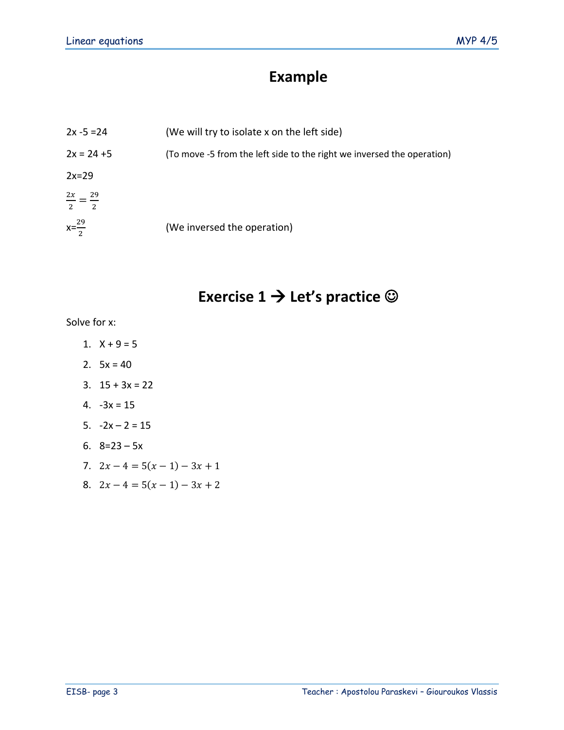# Example

| | |
|---|---|
| $2x - 5 = 24$ | (We will try to isolate x on the left side) |
| $2x = 24 + 5$ | (To move -5 from the left side to the right we inversed the operation) |
| $2x = 29$ | |
| $\frac{2x}{2} = \frac{29}{2}$ | |
| $x = \frac{29}{2}$ | (We inversed the operation) |

# Exercise 1 → Let's practice ☺

Solve for x:

1. $X + 9 = 5$
2. $5x = 40$
3. $15 + 3x = 22$
4. $-3x = 15$
5. $-2x - 2 = 15$
6. $8 = 23 - 5x$
7. $2x - 4 = 5(x - 1) - 3x + 1$
8. $2x - 4 = 5(x - 1) - 3x + 2$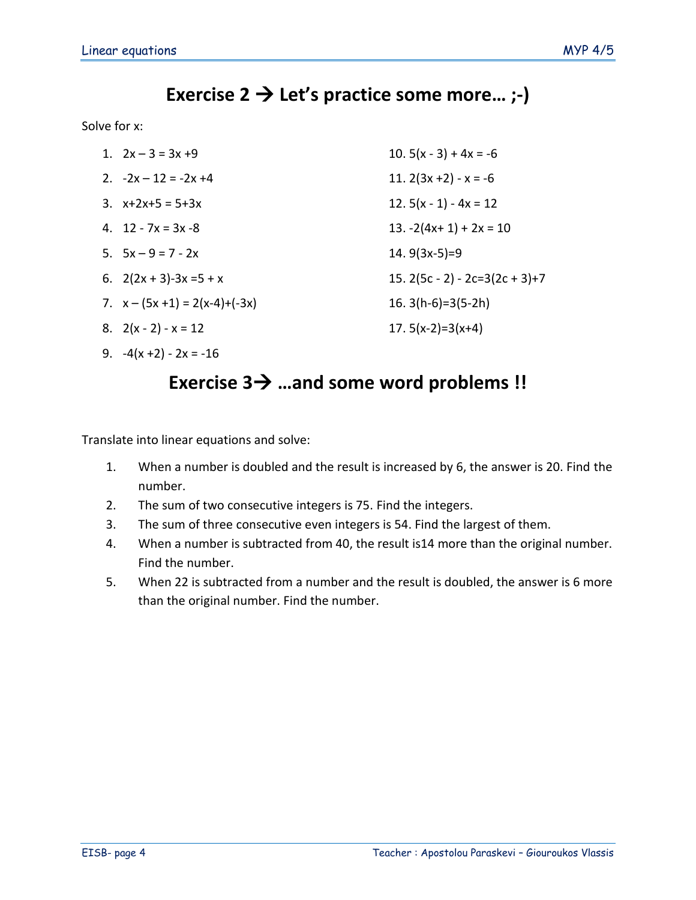## Exercise 2 → Let's practice some more… ;-)

Solve for x:

1. $2x - 3 = 3x + 9$
2. $-2x - 12 = -2x + 4$
3. $x + 2x + 5 = 5 + 3x$
4. $12 - 7x = 3x - 8$
5. $5x - 9 = 7 - 2x$
6. $2(2x + 3) - 3x = 5 + x$
7. $x - (5x + 1) = 2(x - 4) + (-3x)$
8. $2(x - 2) - x = 12$
9. $-4(x + 2) - 2x = -16$
10. $5(x - 3) + 4x = -6$
11. $2(3x + 2) - x = -6$
12. $5(x - 1) - 4x = 12$
13. $-2(4x + 1) + 2x = 10$
14. $9(3x - 5) = 9$
15. $2(5c - 2) - 2c = 3(2c + 3) + 7$
16. $3(h - 6) = 3(5 - 2h)$
17. $5(x - 2) = 3(x + 4)$

## Exercise 3→ …and some word problems !!

Translate into linear equations and solve:

1. When a number is doubled and the result is increased by 6, the answer is 20. Find the number.
2. The sum of two consecutive integers is 75. Find the integers.
3. The sum of three consecutive even integers is 54. Find the largest of them.
4. When a number is subtracted from 40, the result is14 more than the original number. Find the number.
5. When 22 is subtracted from a number and the result is doubled, the answer is 6 more than the original number. Find the number.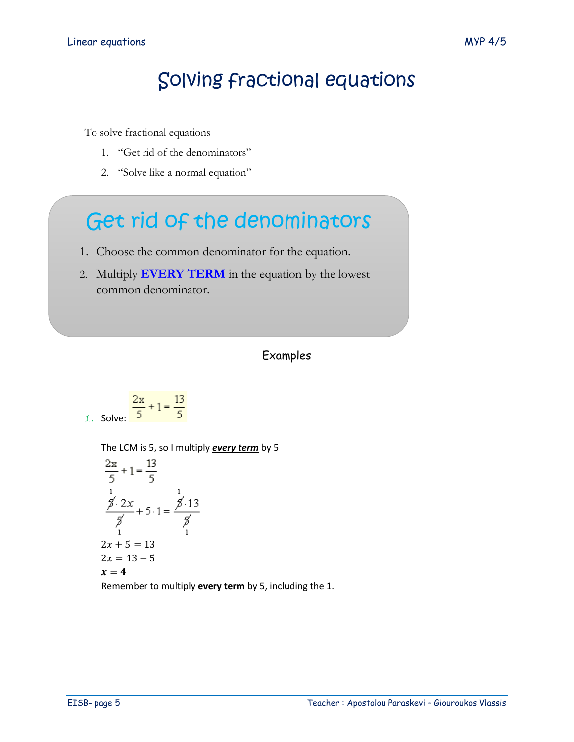# Solving fractional equations

To solve fractional equations

1. "Get rid of the denominators"
2. "Solve like a normal equation"

## Get rid of the denominators

1. Choose the common denominator for the equation.
2. Multiply **EVERY TERM** in the equation by the lowest common denominator.

### Examples

1. Solve: $\frac{2x}{5} + 1 = \frac{13}{5}$

The LCM is 5, so I multiply ***every term*** by 5

$$\frac{2x}{5} + 1 = \frac{13}{5}$$

$$\frac{\cancel{5}^{1} \cdot 2x}{\cancel{5}_{1}} + 5 \cdot 1 = \frac{\cancel{5}^{1} \cdot 13}{\cancel{5}_{1}}$$

$2x + 5 = 13$

$2x = 13 - 5$

$\boldsymbol{x = 4}$

Remember to multiply **every term** by 5, including the 1.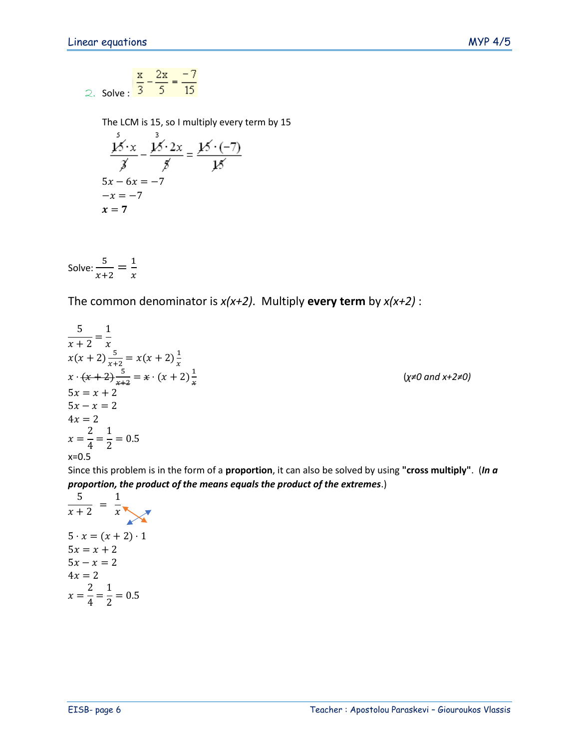2. Solve : $\frac{x}{3} - \frac{2x}{5} = \frac{-7}{15}$

The LCM is 15, so I multiply every term by 15

$$\frac{\overset{5}{\cancel{15}} \cdot x}{\cancel{3}} - \frac{\overset{3}{\cancel{15}} \cdot 2x}{\cancel{5}} = \frac{\cancel{15} \cdot (-7)}{\cancel{15}}$$

$5x - 6x = -7$

$-x = -7$

$\boldsymbol{x = 7}$

Solve: $\frac{5}{x+2} = \frac{1}{x}$

The common denominator is *x(x+2)*. Multiply **every term** by *x(x+2)* :

$\frac{5}{x+2} = \frac{1}{x}$

$x(x+2)\frac{5}{x+2} = x(x+2)\frac{1}{x}$

$x \cdot \cancel{(x+2)}\frac{5}{\cancel{x+2}} = \cancel{x} \cdot (x+2)\frac{1}{\cancel{x}}$ *(x≠0 and x+2≠0)*

$5x = x + 2$

$5x - x = 2$

$4x = 2$

$x = \frac{2}{4} = \frac{1}{2} = 0.5$

x=0.5

Since this problem is in the form of a **proportion**, it can also be solved by using **"cross multiply"**. (***In a proportion, the product of the means equals the product of the extremes***.)

$\frac{5}{x+2} = \frac{1}{x}$

$5 \cdot x = (x+2) \cdot 1$

$5x = x + 2$

$5x - x = 2$

$4x = 2$

$x = \frac{2}{4} = \frac{1}{2} = 0.5$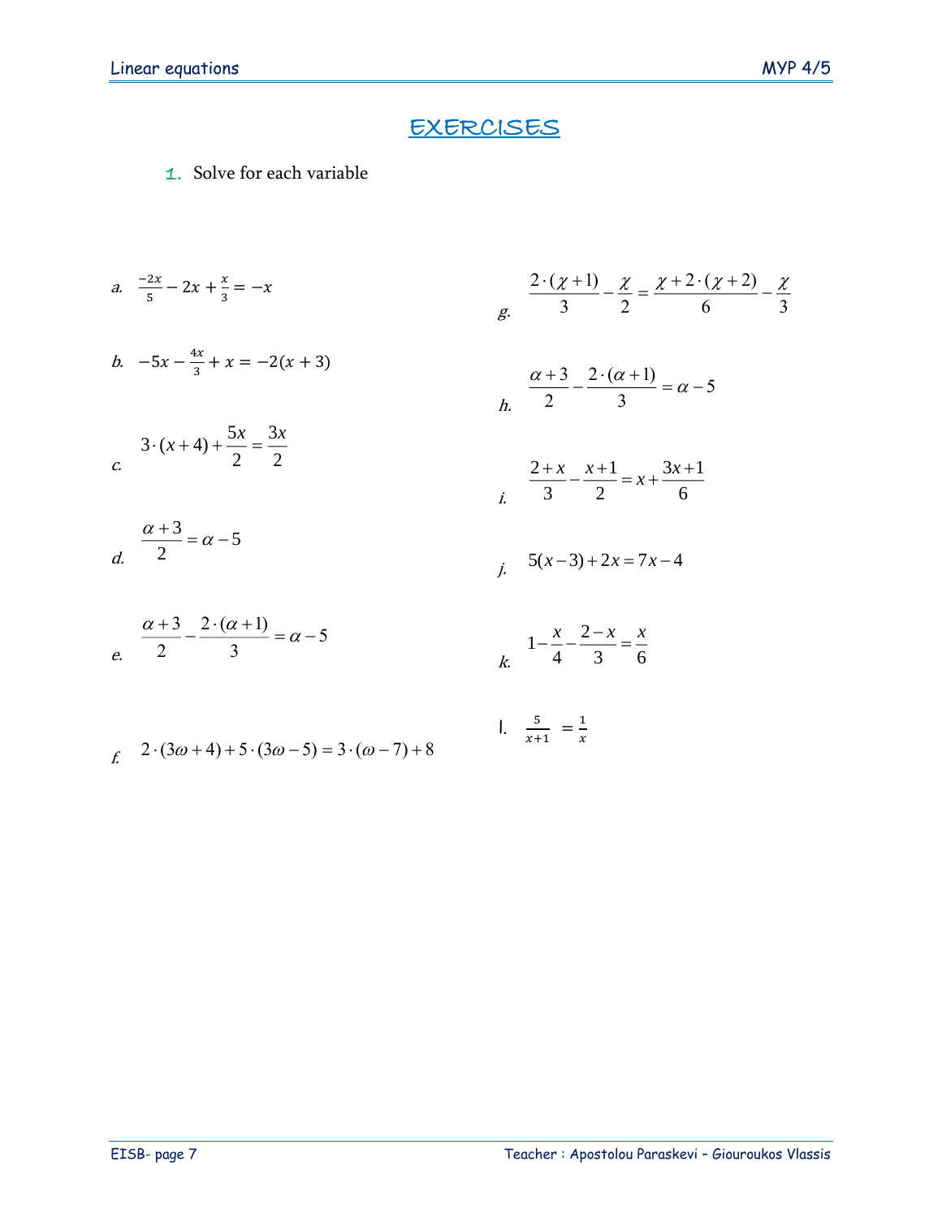# EXERCISES

1. Solve for each variable

a. $\frac{-2x}{5} - 2x + \frac{x}{3} = -x$

b. $-5x - \frac{4x}{3} + x = -2(x+3)$

c. $3 \cdot (x+4) + \frac{5x}{2} = \frac{3x}{2}$

d. $\frac{\alpha+3}{2} = \alpha - 5$

e. $\frac{\alpha+3}{2} - \frac{2 \cdot (\alpha+1)}{3} = \alpha - 5$

f. $2 \cdot (3\omega + 4) + 5 \cdot (3\omega - 5) = 3 \cdot (\omega - 7) + 8$

g. $\frac{2 \cdot (\chi+1)}{3} - \frac{\chi}{2} = \frac{\chi + 2 \cdot (\chi+2)}{6} - \frac{\chi}{3}$

h. $\frac{\alpha+3}{2} - \frac{2 \cdot (\alpha+1)}{3} = \alpha - 5$

i. $\frac{2+x}{3} - \frac{x+1}{2} = x + \frac{3x+1}{6}$

j. $5(x-3) + 2x = 7x - 4$

k. $1 - \frac{x}{4} - \frac{2-x}{3} = \frac{x}{6}$

l. $\frac{5}{x+1} = \frac{1}{x}$